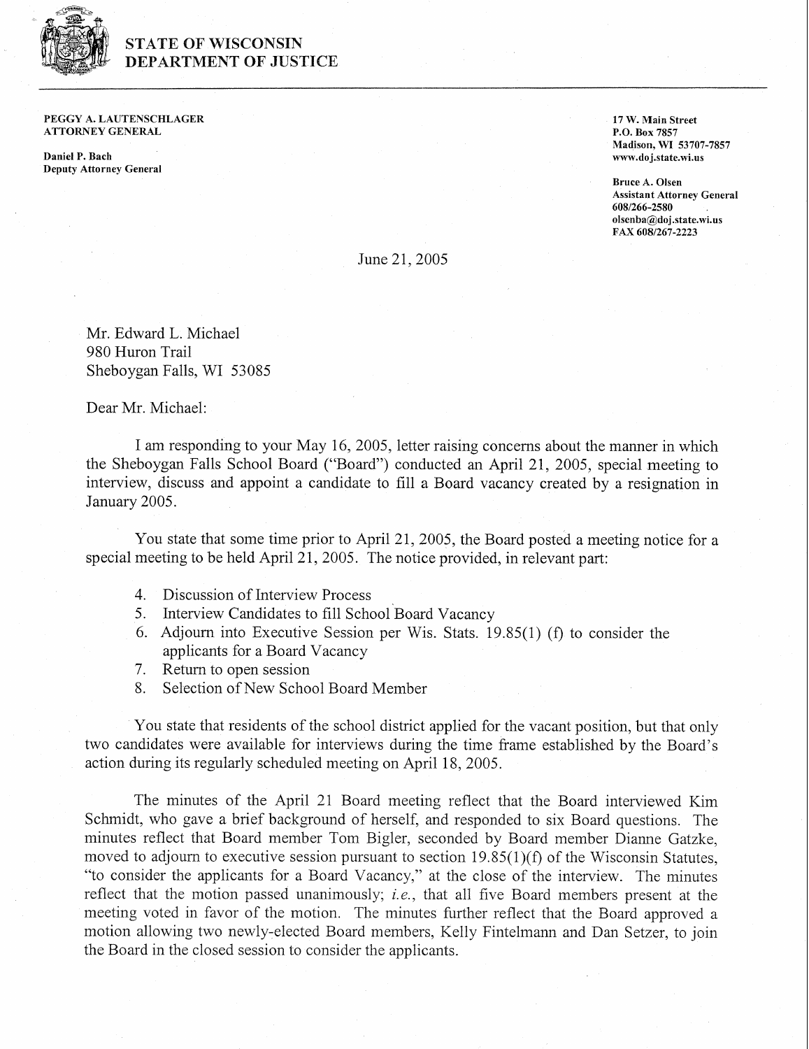# STATE OF WISCONSIN
# DEPARTMENT OF JUSTICE

**PEGGY A. LAUTENSCHLAGER**
**ATTORNEY GENERAL**

**Daniel P. Bach**
**Deputy Attorney General**

**17 W. Main Street**
**P.O. Box 7857**
**Madison, WI 53707-7857**
**www.doj.state.wi.us**

**Bruce A. Olsen**
**Assistant Attorney General**
**608/266-2580**
**olsenba@doj.state.wi.us**
**FAX 608/267-2223**

June 21, 2005

Mr. Edward L. Michael
980 Huron Trail
Sheboygan Falls, WI 53085

Dear Mr. Michael:

I am responding to your May 16, 2005, letter raising concerns about the manner in which the Sheboygan Falls School Board ("Board") conducted an April 21, 2005, special meeting to interview, discuss and appoint a candidate to fill a Board vacancy created by a resignation in January 2005.

You state that some time prior to April 21, 2005, the Board posted a meeting notice for a special meeting to be held April 21, 2005. The notice provided, in relevant part:

4. Discussion of Interview Process
5. Interview Candidates to fill School Board Vacancy
6. Adjourn into Executive Session per Wis. Stats. 19.85(1) (f) to consider the applicants for a Board Vacancy
7. Return to open session
8. Selection of New School Board Member

You state that residents of the school district applied for the vacant position, but that only two candidates were available for interviews during the time frame established by the Board's action during its regularly scheduled meeting on April 18, 2005.

The minutes of the April 21 Board meeting reflect that the Board interviewed Kim Schmidt, who gave a brief background of herself, and responded to six Board questions. The minutes reflect that Board member Tom Bigler, seconded by Board member Dianne Gatzke, moved to adjourn to executive session pursuant to section 19.85(1)(f) of the Wisconsin Statutes, "to consider the applicants for a Board Vacancy," at the close of the interview. The minutes reflect that the motion passed unanimously; *i.e.*, that all five Board members present at the meeting voted in favor of the motion. The minutes further reflect that the Board approved a motion allowing two newly-elected Board members, Kelly Fintelmann and Dan Setzer, to join the Board in the closed session to consider the applicants.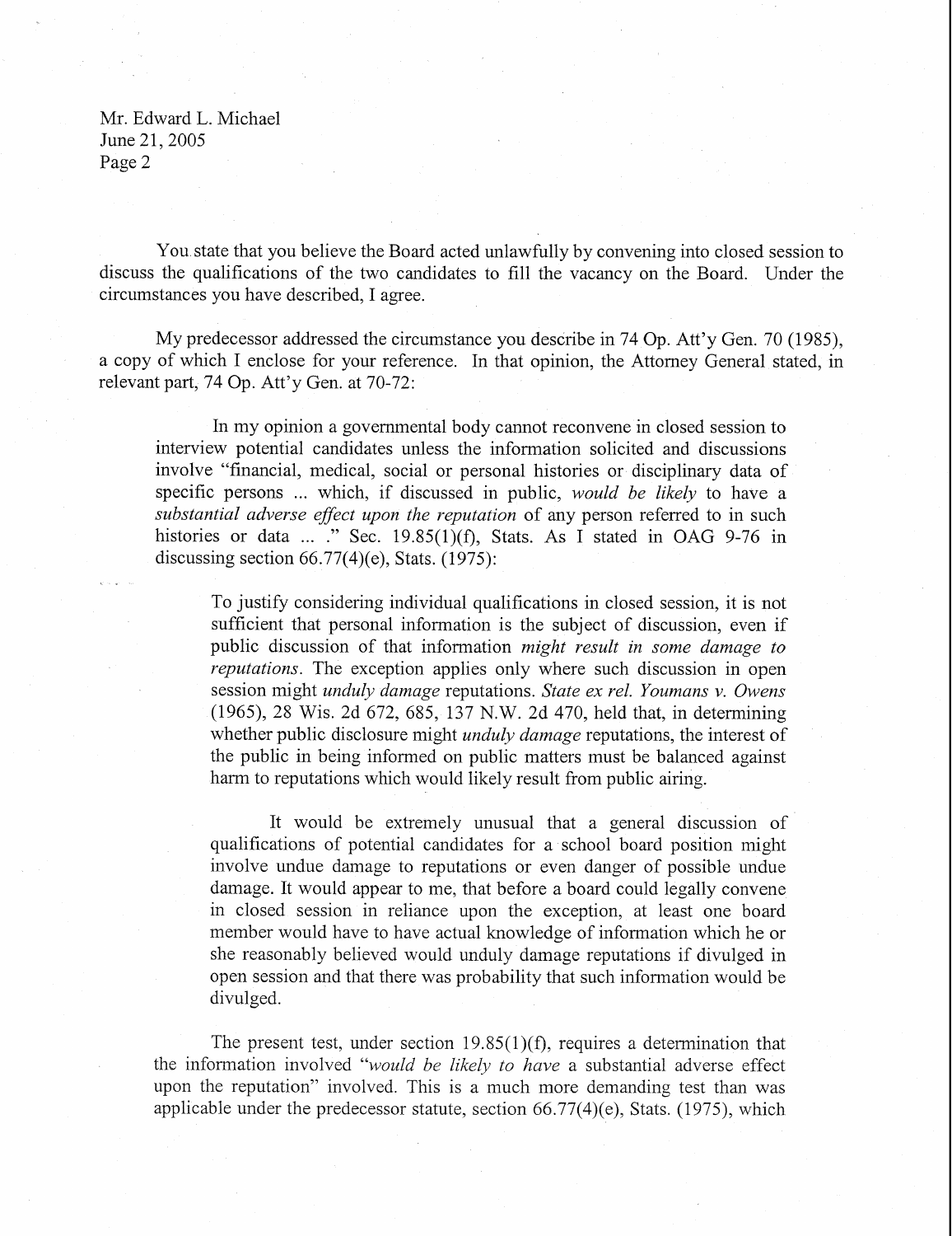You state that you believe the Board acted unlawfully by convening into closed session to discuss the qualifications of the two candidates to fill the vacancy on the Board. Under the circumstances you have described, I agree.

My predecessor addressed the circumstance you describe in 74 Op. Att'y Gen. 70 (1985), a copy of which I enclose for your reference. In that opinion, the Attorney General stated, in relevant part, 74 Op. Att'y Gen. at 70-72:

> In my opinion a governmental body cannot reconvene in closed session to interview potential candidates unless the information solicited and discussions involve "financial, medical, social or personal histories or disciplinary data of specific persons ... which, if discussed in public, *would be likely* to have a *substantial adverse effect upon the reputation* of any person referred to in such histories or data ... ." Sec. 19.85(1)(f), Stats. As I stated in OAG 9-76 in discussing section 66.77(4)(e), Stats. (1975):
>
> > To justify considering individual qualifications in closed session, it is not sufficient that personal information is the subject of discussion, even if public discussion of that information *might result in some damage to reputations*. The exception applies only where such discussion in open session might *unduly damage* reputations. *State ex rel. Youmans v. Owens* (1965), 28 Wis. 2d 672, 685, 137 N.W. 2d 470, held that, in determining whether public disclosure might *unduly damage* reputations, the interest of the public in being informed on public matters must be balanced against harm to reputations which would likely result from public airing.
> >
> > It would be extremely unusual that a general discussion of qualifications of potential candidates for a school board position might involve undue damage to reputations or even danger of possible undue damage. It would appear to me, that before a board could legally convene in closed session in reliance upon the exception, at least one board member would have to have actual knowledge of information which he or she reasonably believed would unduly damage reputations if divulged in open session and that there was probability that such information would be divulged.
>
> The present test, under section 19.85(1)(f), requires a determination that the information involved "*would be likely to have* a substantial adverse effect upon the reputation" involved. This is a much more demanding test than was applicable under the predecessor statute, section 66.77(4)(e), Stats. (1975), which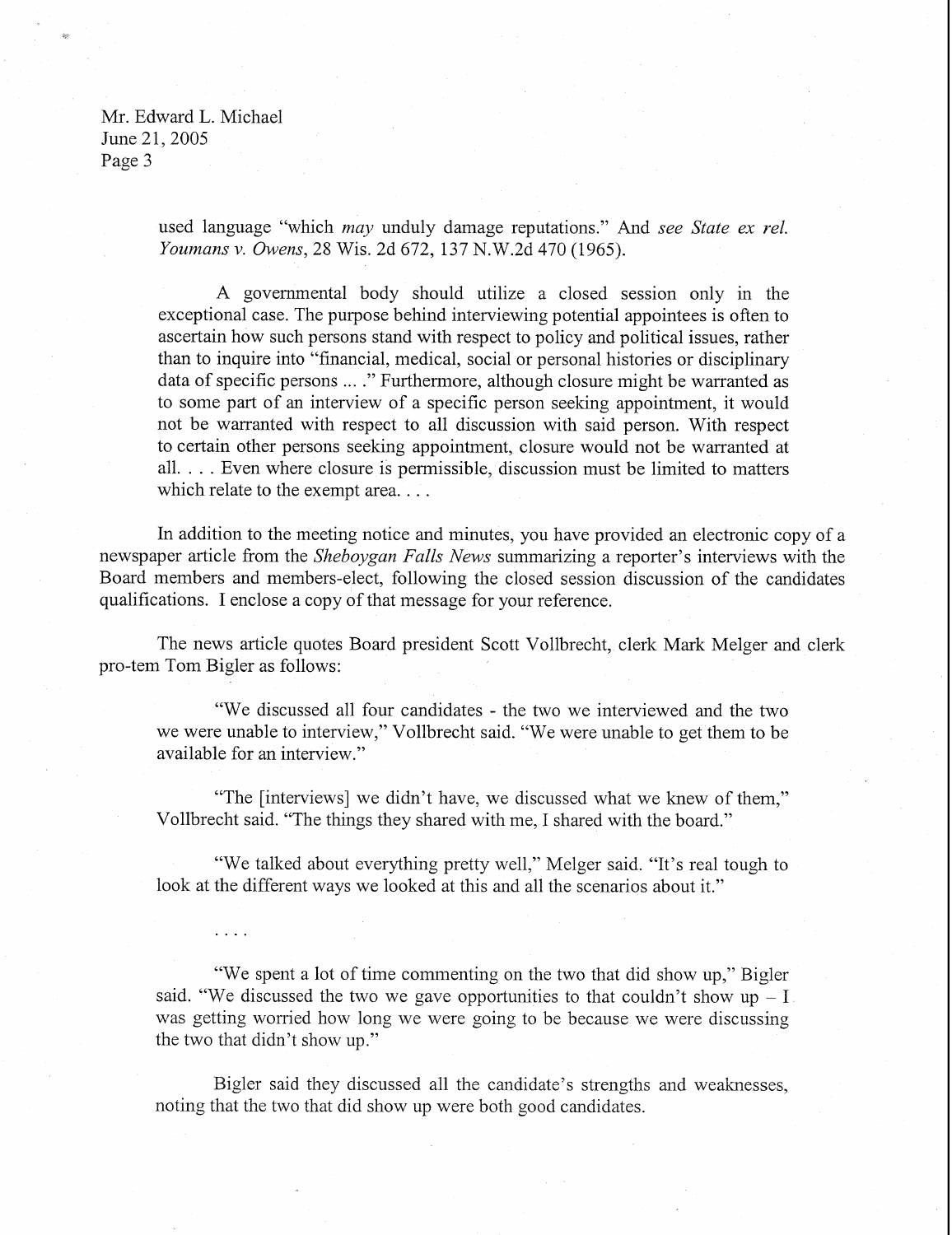used language "which *may* unduly damage reputations." And *see State ex rel. Youmans v. Owens*, 28 Wis. 2d 672, 137 N.W.2d 470 (1965).

> A governmental body should utilize a closed session only in the exceptional case. The purpose behind interviewing potential appointees is often to ascertain how such persons stand with respect to policy and political issues, rather than to inquire into "financial, medical, social or personal histories or disciplinary data of specific persons ... ." Furthermore, although closure might be warranted as to some part of an interview of a specific person seeking appointment, it would not be warranted with respect to all discussion with said person. With respect to certain other persons seeking appointment, closure would not be warranted at all. . . . Even where closure is permissible, discussion must be limited to matters which relate to the exempt area. . . .

In addition to the meeting notice and minutes, you have provided an electronic copy of a newspaper article from the *Sheboygan Falls News* summarizing a reporter's interviews with the Board members and members-elect, following the closed session discussion of the candidates qualifications. I enclose a copy of that message for your reference.

The news article quotes Board president Scott Vollbrecht, clerk Mark Melger and clerk pro-tem Tom Bigler as follows:

> "We discussed all four candidates - the two we interviewed and the two we were unable to interview," Vollbrecht said. "We were unable to get them to be available for an interview."
>
> "The [interviews] we didn't have, we discussed what we knew of them," Vollbrecht said. "The things they shared with me, I shared with the board."
>
> "We talked about everything pretty well," Melger said. "It's real tough to look at the different ways we looked at this and all the scenarios about it."
>
> . . . .
>
> "We spent a lot of time commenting on the two that did show up," Bigler said. "We discussed the two we gave opportunities to that couldn't show up – I was getting worried how long we were going to be because we were discussing the two that didn't show up."
>
> Bigler said they discussed all the candidate's strengths and weaknesses, noting that the two that did show up were both good candidates.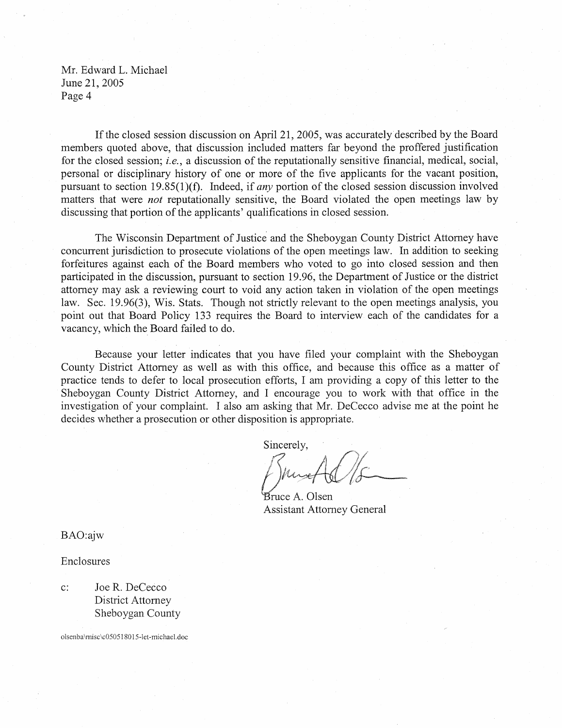Mr. Edward L. Michael
June 21, 2005
Page 4

If the closed session discussion on April 21, 2005, was accurately described by the Board members quoted above, that discussion included matters far beyond the proffered justification for the closed session; *i.e.*, a discussion of the reputationally sensitive financial, medical, social, personal or disciplinary history of one or more of the five applicants for the vacant position, pursuant to section 19.85(1)(f). Indeed, if *any* portion of the closed session discussion involved matters that were *not* reputationally sensitive, the Board violated the open meetings law by discussing that portion of the applicants' qualifications in closed session.

The Wisconsin Department of Justice and the Sheboygan County District Attorney have concurrent jurisdiction to prosecute violations of the open meetings law. In addition to seeking forfeitures against each of the Board members who voted to go into closed session and then participated in the discussion, pursuant to section 19.96, the Department of Justice or the district attorney may ask a reviewing court to void any action taken in violation of the open meetings law. Sec. 19.96(3), Wis. Stats. Though not strictly relevant to the open meetings analysis, you point out that Board Policy 133 requires the Board to interview each of the candidates for a vacancy, which the Board failed to do.

Because your letter indicates that you have filed your complaint with the Sheboygan County District Attorney as well as with this office, and because this office as a matter of practice tends to defer to local prosecution efforts, I am providing a copy of this letter to the Sheboygan County District Attorney, and I encourage you to work with that office in the investigation of your complaint. I also am asking that Mr. DeCecco advise me at the point he decides whether a prosecution or other disposition is appropriate.

Sincerely,

Bruce A. Olsen
Assistant Attorney General

BAO:ajw

Enclosures

c: Joe R. DeCecco
District Attorney
Sheboygan County

olsenba\misc\c050518015-let-michael.doc